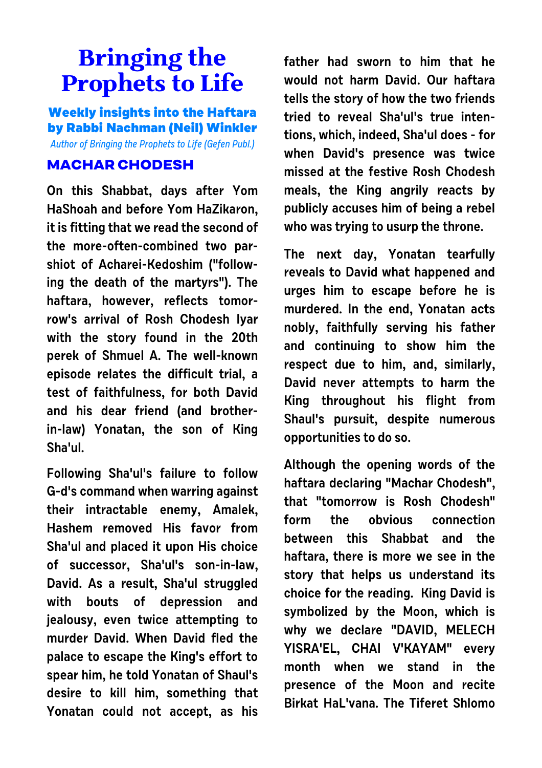# Bringing the Prophets to Life

## Weekly insights into the Haftara by Rabbi Nachman (Neil) Winkler

*Author of Bringing the Prophets to Life (Gefen Publ.)*

### MACHAR CHODESH

On this Shabbat, days after Yom HaShoah and before Yom HaZikaron, it is fitting that we read the second of the more-often-combined two parshiot of Acharei-Kedoshim ("following the death of the martyrs"). The haftara, however, reflects tomorrow's arrival of Rosh Chodesh Iyar with the story found in the 20th perek of Shmuel A. The well-known episode relates the difficult trial, a test of faithfulness, for both David and his dear friend (and brother-in-law) Yonatan, the son of King Sha'ul.

Following Sha'ul's failure to follow G-d's command when warring against their intractable enemy, Amalek, Hashem removed His favor from Sha'ul and placed it upon His choice of successor, Sha'ul's son-in-law, David. As a result, Sha'ul struggled with bouts of depression and jealousy, even twice attempting to murder David. When David fled the palace to escape the King's effort to spear him, he told Yonatan of Shaul's desire to kill him, something that Yonatan could not accept, as his father had sworn to him that he would not harm David. Our haftara tells the story of how the two friends tried to reveal Sha'ul's true intentions, which, indeed, Sha'ul does - for when David's presence was twice missed at the festive Rosh Chodesh meals, the King angrily reacts by publicly accuses him of being a rebel who was trying to usurp the throne.

The next day, Yonatan tearfully reveals to David what happened and urges him to escape before he is murdered. In the end, Yonatan acts nobly, faithfully serving his father and continuing to show him the respect due to him, and, similarly, David never attempts to harm the King throughout his flight from Shaul's pursuit, despite numerous opportunities to do so.

Although the opening words of the haftara declaring "Machar Chodesh", that "tomorrow is Rosh Chodesh" form the obvious connection between this Shabbat and the haftara, there is more we see in the story that helps us understand its choice for the reading. King David is symbolized by the Moon, which is why we declare "DAVID, MELECH YISRA'EL, CHAI V'KAYAM" every month when we stand in the presence of the Moon and recite Birkat HaL'vana. The Tiferet Shlomo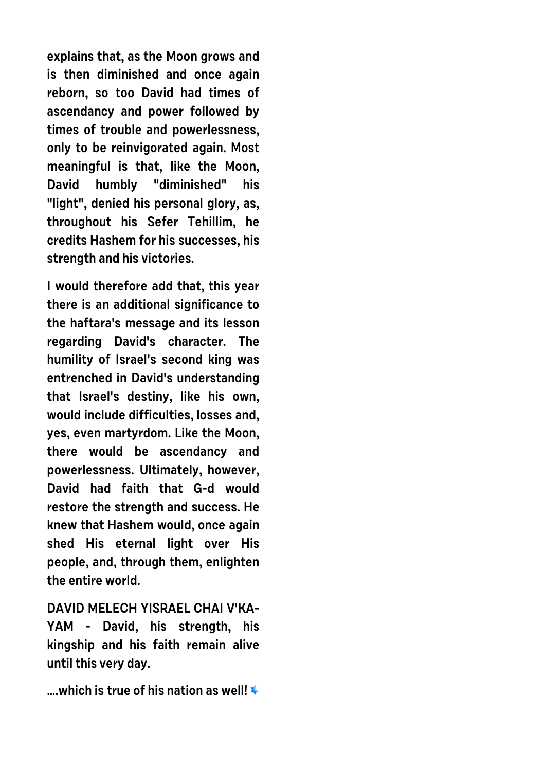explains that, as the Moon grows and is then diminished and once again reborn, so too David had times of ascendancy and power followed by times of trouble and powerlessness, only to be reinvigorated again. Most meaningful is that, like the Moon, David humbly "diminished" his "light", denied his personal glory, as, throughout his Sefer Tehillim, he credits Hashem for his successes, his strength and his victories.

I would therefore add that, this year there is an additional significance to the haftara's message and its lesson regarding David's character. The humility of Israel's second king was entrenched in David's understanding that Israel's destiny, like his own, would include difficulties, losses and, yes, even martyrdom. Like the Moon, there would be ascendancy and powerlessness. Ultimately, however, David had faith that G-d would restore the strength and success. He knew that Hashem would, once again shed His eternal light over His people, and, through them, enlighten the entire world.

DAVID MELECH YISRAEL CHAI V'KA-YAM - David, his strength, his kingship and his faith remain alive until this very day.

....which is true of his nation as well!